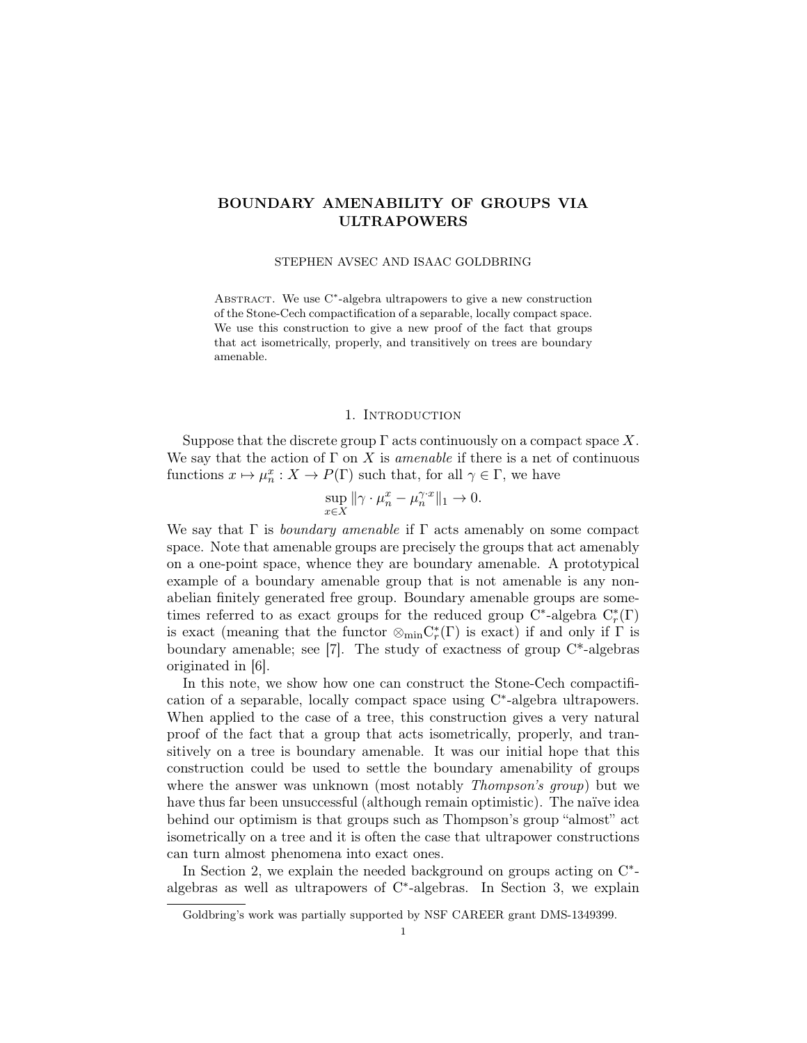# BOUNDARY AMENABILITY OF GROUPS VIA ULTRAPOWERS

STEPHEN AVSEC AND ISAAC GOLDBRING

ABSTRACT. We use C*-algebra ultrapowers to give a new construction of the Stone-Cech compactification of a separable, locally compact space. We use this construction to give a new proof of the fact that groups that act isometrically, properly, and transitively on trees are boundary amenable.

## 1. Introduction

Suppose that the discrete group $\Gamma$ acts continuously on a compact space $X$. We say that the action of $\Gamma$ on $X$ is *amenable* if there is a net of continuous functions $x \mapsto \mu_n^x : X \to P(\Gamma)$ such that, for all $\gamma \in \Gamma$, we have

$$\sup_{x \in X} \|\gamma \cdot \mu_n^x - \mu_n^{\gamma \cdot x}\|_1 \to 0.$$

We say that $\Gamma$ is *boundary amenable* if $\Gamma$ acts amenably on some compact space. Note that amenable groups are precisely the groups that act amenably on a one-point space, whence they are boundary amenable. A prototypical example of a boundary amenable group that is not amenable is any non-abelian finitely generated free group. Boundary amenable groups are sometimes referred to as exact groups for the reduced group C*-algebra $C_r^*(\Gamma)$ is exact (meaning that the functor $\otimes_{\min} C_r^*(\Gamma)$ is exact) if and only if $\Gamma$ is boundary amenable; see [7]. The study of exactness of group C*-algebras originated in [6].

In this note, we show how one can construct the Stone-Cech compactification of a separable, locally compact space using C*-algebra ultrapowers. When applied to the case of a tree, this construction gives a very natural proof of the fact that a group that acts isometrically, properly, and transitively on a tree is boundary amenable. It was our initial hope that this construction could be used to settle the boundary amenability of groups where the answer was unknown (most notably *Thompson's group*) but we have thus far been unsuccessful (although remain optimistic). The naïve idea behind our optimism is that groups such as Thompson's group "almost" act isometrically on a tree and it is often the case that ultrapower constructions can turn almost phenomena into exact ones.

In Section 2, we explain the needed background on groups acting on C*-algebras as well as ultrapowers of C*-algebras. In Section 3, we explain

Goldbring's work was partially supported by NSF CAREER grant DMS-1349399.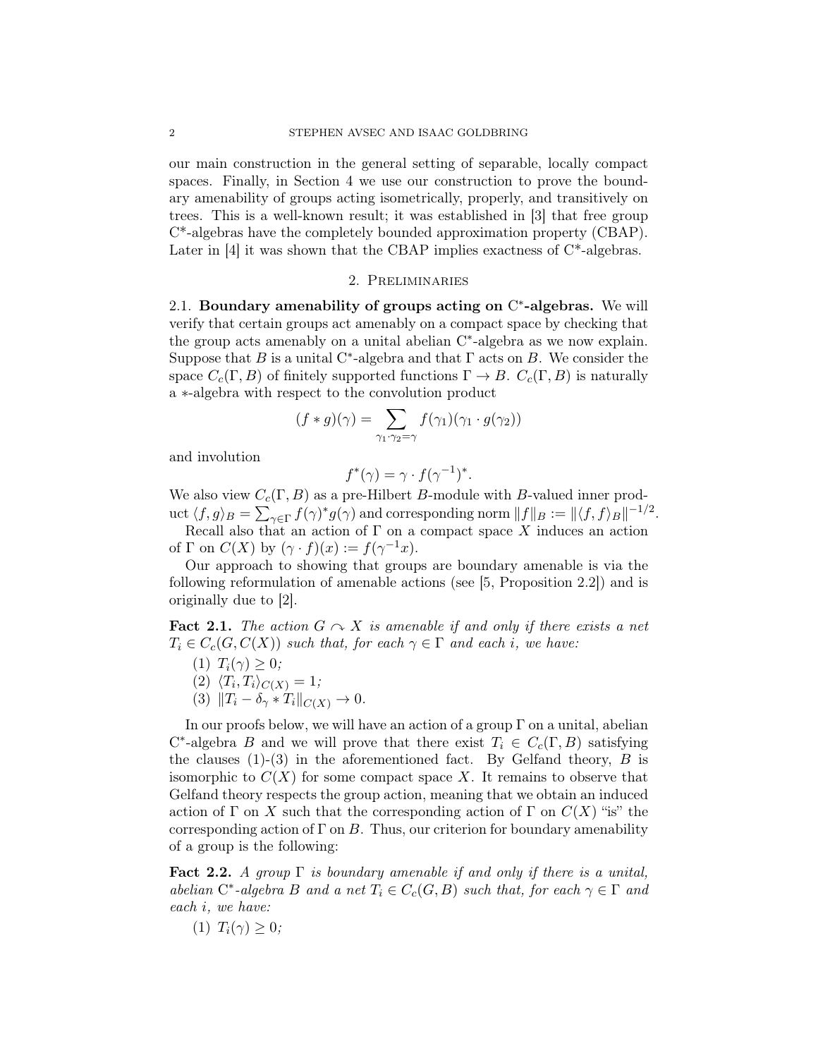our main construction in the general setting of separable, locally compact spaces. Finally, in Section 4 we use our construction to prove the boundary amenability of groups acting isometrically, properly, and transitively on trees. This is a well-known result; it was established in [3] that free group C*-algebras have the completely bounded approximation property (CBAP). Later in [4] it was shown that the CBAP implies exactness of C*-algebras.

## 2. Preliminaries

### 2.1. Boundary amenability of groups acting on C*-algebras.

We will verify that certain groups act amenably on a compact space by checking that the group acts amenably on a unital abelian C*-algebra as we now explain. Suppose that $B$ is a unital C*-algebra and that $\Gamma$ acts on $B$. We consider the space $C_c(\Gamma, B)$ of finitely supported functions $\Gamma \to B$. $C_c(\Gamma, B)$ is naturally a $*$-algebra with respect to the convolution product

$$(f * g)(\gamma) = \sum_{\gamma_1 \cdot \gamma_2 = \gamma} f(\gamma_1)(\gamma_1 \cdot g(\gamma_2))$$

and involution

$$f^*(\gamma) = \gamma \cdot f(\gamma^{-1})^*.$$

We also view $C_c(\Gamma, B)$ as a pre-Hilbert $B$-module with $B$-valued inner product $\langle f, g\rangle_B = \sum_{\gamma \in \Gamma} f(\gamma)^* g(\gamma)$ and corresponding norm $\|f\|_B := \|\langle f, f\rangle_B\|^{-1/2}$.

Recall also that an action of $\Gamma$ on a compact space $X$ induces an action of $\Gamma$ on $C(X)$ by $(\gamma \cdot f)(x) := f(\gamma^{-1}x)$.

Our approach to showing that groups are boundary amenable is via the following reformulation of amenable actions (see [5, Proposition 2.2]) and is originally due to [2].

**Fact 2.1.** *The action $G \curvearrowright X$ is amenable if and only if there exists a net $T_i \in C_c(G, C(X))$ such that, for each $\gamma \in \Gamma$ and each $i$, we have:*

1. $T_i(\gamma) \geq 0$;
2. $\langle T_i, T_i\rangle_{C(X)} = 1$;
3. $\|T_i - \delta_\gamma * T_i\|_{C(X)} \to 0$.

In our proofs below, we will have an action of a group $\Gamma$ on a unital, abelian C*-algebra $B$ and we will prove that there exist $T_i \in C_c(\Gamma, B)$ satisfying the clauses (1)-(3) in the aforementioned fact. By Gelfand theory, $B$ is isomorphic to $C(X)$ for some compact space $X$. It remains to observe that Gelfand theory respects the group action, meaning that we obtain an induced action of $\Gamma$ on $X$ such that the corresponding action of $\Gamma$ on $C(X)$ "is" the corresponding action of $\Gamma$ on $B$. Thus, our criterion for boundary amenability of a group is the following:

**Fact 2.2.** *A group $\Gamma$ is boundary amenable if and only if there is a unital, abelian C*-algebra $B$ and a net $T_i \in C_c(G, B)$ such that, for each $\gamma \in \Gamma$ and each $i$, we have:*

1. $T_i(\gamma) \geq 0$;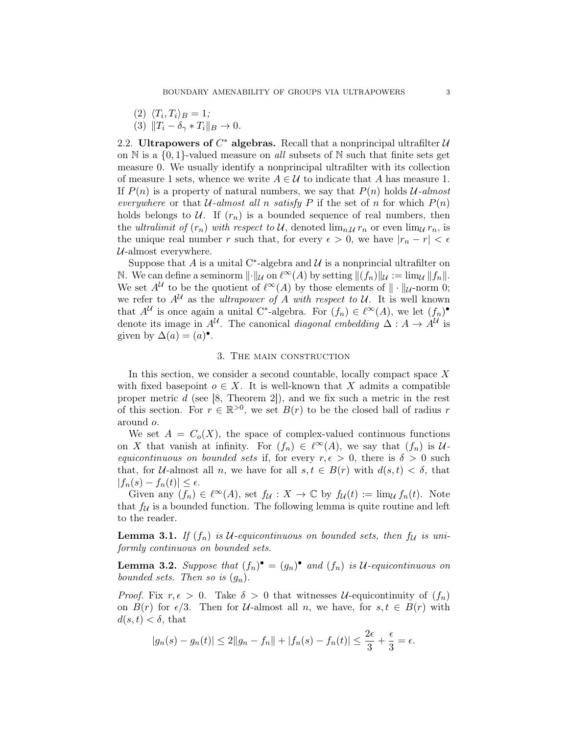(2) $\langle T_i, T_i \rangle_B = 1$;
(3) $\|T_i - \delta_\gamma * T_i\|_B \to 0$.

2.2. **Ultrapowers of $C^*$ algebras.** Recall that a nonprincipal ultrafilter $\mathcal{U}$ on $\mathbb{N}$ is a $\{0,1\}$-valued measure on *all* subsets of $\mathbb{N}$ such that finite sets get measure 0. We usually identify a nonprincipal ultrafilter with its collection of measure 1 sets, whence we write $A \in \mathcal{U}$ to indicate that $A$ has measure 1. If $P(n)$ is a property of natural numbers, we say that $P(n)$ holds *$\mathcal{U}$-almost everywhere* or that *$\mathcal{U}$-almost all $n$ satisfy $P$* if the set of $n$ for which $P(n)$ holds belongs to $\mathcal{U}$. If $(r_n)$ is a bounded sequence of real numbers, then the *ultralimit of $(r_n)$ with respect to $\mathcal{U}$*, denoted $\lim_{n,\mathcal{U}} r_n$ or even $\lim_{\mathcal{U}} r_n$, is the unique real number $r$ such that, for every $\epsilon > 0$, we have $|r_n - r| < \epsilon$ $\mathcal{U}$-almost everywhere.

Suppose that $A$ is a unital C$^*$-algebra and $\mathcal{U}$ is a nonprincial ultrafilter on $\mathbb{N}$. We can define a seminorm $\|\cdot\|_{\mathcal{U}}$ on $\ell^\infty(A)$ by setting $\|(f_n)\|_{\mathcal{U}} := \lim_{\mathcal{U}} \|f_n\|$. We set $A^{\mathcal{U}}$ to be the quotient of $\ell^\infty(A)$ by those elements of $\|\cdot\|_{\mathcal{U}}$-norm 0; we refer to $A^{\mathcal{U}}$ as the *ultrapower of $A$ with respect to $\mathcal{U}$*. It is well known that $A^{\mathcal{U}}$ is once again a unital C$^*$-algebra. For $(f_n) \in \ell^\infty(A)$, we let $(f_n)^\bullet$ denote its image in $A^{\mathcal{U}}$. The canonical *diagonal embedding* $\Delta : A \to A^{\mathcal{U}}$ is given by $\Delta(a) = (a)^\bullet$.

## 3. The main construction

In this section, we consider a second countable, locally compact space $X$ with fixed basepoint $o \in X$. It is well-known that $X$ admits a compatible proper metric $d$ (see [8, Theorem 2]), and we fix such a metric in the rest of this section. For $r \in \mathbb{R}^{>0}$, we set $B(r)$ to be the closed ball of radius $r$ around $o$.

We set $A = C_o(X)$, the space of complex-valued continuous functions on $X$ that vanish at infinity. For $(f_n) \in \ell^\infty(A)$, we say that $(f_n)$ is *$\mathcal{U}$-equicontinuous on bounded sets* if, for every $r, \epsilon > 0$, there is $\delta > 0$ such that, for $\mathcal{U}$-almost all $n$, we have for all $s, t \in B(r)$ with $d(s,t) < \delta$, that $|f_n(s) - f_n(t)| \leq \epsilon$.

Given any $(f_n) \in \ell^\infty(A)$, set $f_{\mathcal{U}} : X \to \mathbb{C}$ by $f_{\mathcal{U}}(t) := \lim_{\mathcal{U}} f_n(t)$. Note that $f_{\mathcal{U}}$ is a bounded function. The following lemma is quite routine and left to the reader.

**Lemma 3.1.** *If $(f_n)$ is $\mathcal{U}$-equicontinuous on bounded sets, then $f_{\mathcal{U}}$ is uniformly continuous on bounded sets.*

**Lemma 3.2.** *Suppose that $(f_n)^\bullet = (g_n)^\bullet$ and $(f_n)$ is $\mathcal{U}$-equicontinuous on bounded sets. Then so is $(g_n)$.*

*Proof.* Fix $r, \epsilon > 0$. Take $\delta > 0$ that witnesses $\mathcal{U}$-equicontinuity of $(f_n)$ on $B(r)$ for $\epsilon/3$. Then for $\mathcal{U}$-almost all $n$, we have, for $s, t \in B(r)$ with $d(s,t) < \delta$, that

$$|g_n(s) - g_n(t)| \leq 2\|g_n - f_n\| + |f_n(s) - f_n(t)| \leq \frac{2\epsilon}{3} + \frac{\epsilon}{3} = \epsilon.$$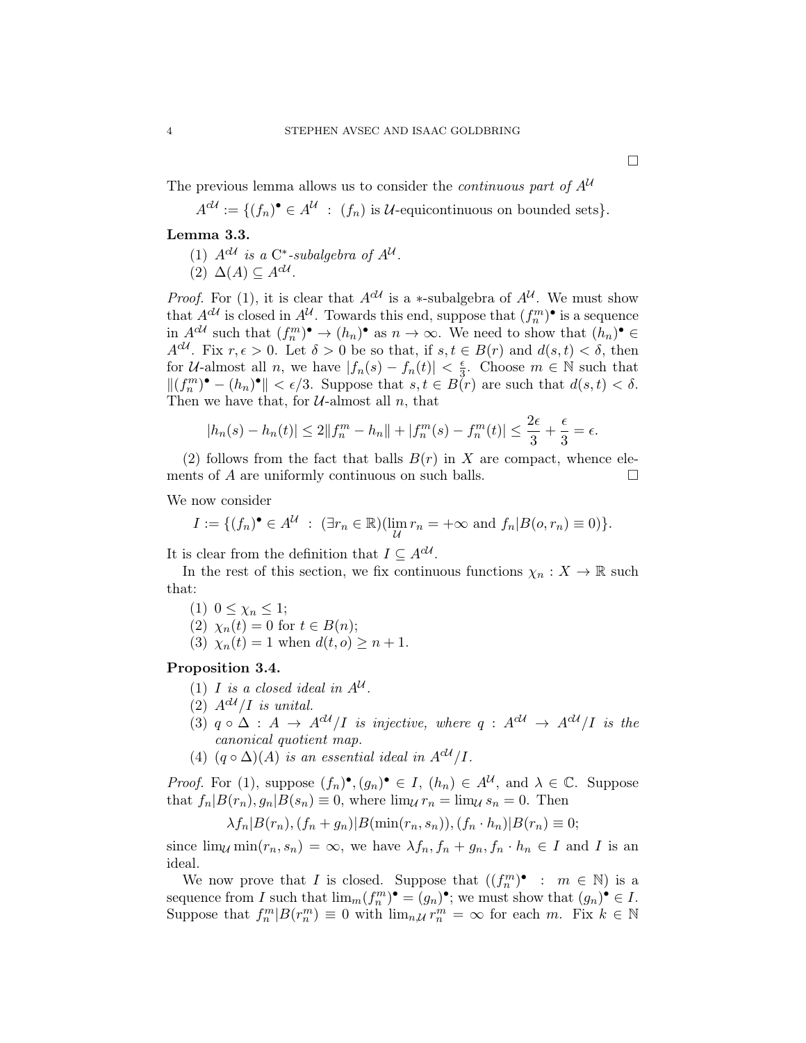□

The previous lemma allows us to consider the *continuous part of* $A^{\mathcal{U}}$

$$A^{c\mathcal{U}} := \{(f_n)^\bullet \in A^{\mathcal{U}} \ : \ (f_n) \text{ is } \mathcal{U}\text{-equicontinuous on bounded sets}\}.$$

**Lemma 3.3.**

1. $A^{c\mathcal{U}}$ *is a* C$^*$*-subalgebra of* $A^{\mathcal{U}}$.
2. $\Delta(A) \subseteq A^{c\mathcal{U}}$.

*Proof.* For (1), it is clear that $A^{c\mathcal{U}}$ is a $*$-subalgebra of $A^{\mathcal{U}}$. We must show that $A^{c\mathcal{U}}$ is closed in $A^{\mathcal{U}}$. Towards this end, suppose that $(f_n^m)^\bullet$ is a sequence in $A^{c\mathcal{U}}$ such that $(f_n^m)^\bullet \to (h_n)^\bullet$ as $n \to \infty$. We need to show that $(h_n)^\bullet \in A^{c\mathcal{U}}$. Fix $r, \epsilon > 0$. Let $\delta > 0$ be so that, if $s, t \in B(r)$ and $d(s,t) < \delta$, then for $\mathcal{U}$-almost all $n$, we have $|f_n(s) - f_n(t)| < \frac{\epsilon}{3}$. Choose $m \in \mathbb{N}$ such that $\|(f_n^m)^\bullet - (h_n)^\bullet\| < \epsilon/3$. Suppose that $s, t \in B(r)$ are such that $d(s,t) < \delta$. Then we have that, for $\mathcal{U}$-almost all $n$, that

$$|h_n(s) - h_n(t)| \le 2\|f_n^m - h_n\| + |f_n^m(s) - f_n^m(t)| \le \frac{2\epsilon}{3} + \frac{\epsilon}{3} = \epsilon.$$

(2) follows from the fact that balls $B(r)$ in $X$ are compact, whence elements of $A$ are uniformly continuous on such balls. □

We now consider

$$I := \{(f_n)^\bullet \in A^{\mathcal{U}} \ : \ (\exists r_n \in \mathbb{R})(\lim_{\mathcal{U}} r_n = +\infty \text{ and } f_n|B(o, r_n) \equiv 0)\}.$$

It is clear from the definition that $I \subseteq A^{c\mathcal{U}}$.

In the rest of this section, we fix continuous functions $\chi_n : X \to \mathbb{R}$ such that:

1. $0 \le \chi_n \le 1$;
2. $\chi_n(t) = 0$ for $t \in B(n)$;
3. $\chi_n(t) = 1$ when $d(t, o) \ge n + 1$.

**Proposition 3.4.**

1. $I$ *is a closed ideal in* $A^{\mathcal{U}}$.
2. $A^{c\mathcal{U}}/I$ *is unital.*
3. $q \circ \Delta : A \to A^{c\mathcal{U}}/I$ *is injective, where* $q : A^{c\mathcal{U}} \to A^{c\mathcal{U}}/I$ *is the canonical quotient map.*
4. $(q \circ \Delta)(A)$ *is an essential ideal in* $A^{c\mathcal{U}}/I$.

*Proof.* For (1), suppose $(f_n)^\bullet, (g_n)^\bullet \in I$, $(h_n) \in A^{\mathcal{U}}$, and $\lambda \in \mathbb{C}$. Suppose that $f_n|B(r_n), g_n|B(s_n) \equiv 0$, where $\lim_{\mathcal{U}} r_n = \lim_{\mathcal{U}} s_n = 0$. Then

$$\lambda f_n|B(r_n), (f_n + g_n)|B(\min(r_n, s_n)), (f_n \cdot h_n)|B(r_n) \equiv 0;$$

since $\lim_{\mathcal{U}} \min(r_n, s_n) = \infty$, we have $\lambda f_n, f_n + g_n, f_n \cdot h_n \in I$ and $I$ is an ideal.

We now prove that $I$ is closed. Suppose that $((f_n^m)^\bullet \ : \ m \in \mathbb{N})$ is a sequence from $I$ such that $\lim_m (f_n^m)^\bullet = (g_n)^\bullet$; we must show that $(g_n)^\bullet \in I$. Suppose that $f_n^m|B(r_n^m) \equiv 0$ with $\lim_{n,\mathcal{U}} r_n^m = \infty$ for each $m$. Fix $k \in \mathbb{N}$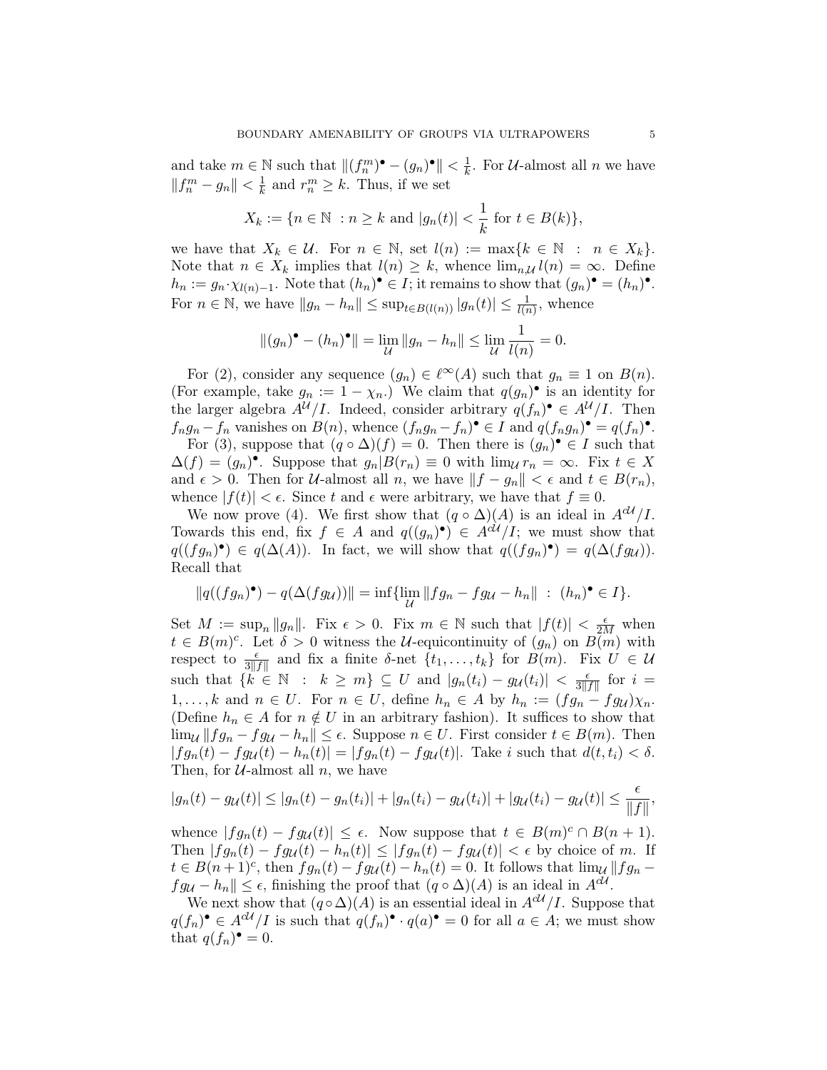and take $m \in \mathbb{N}$ such that $\|(f_n^m)^\bullet - (g_n)^\bullet\| < \frac{1}{k}$. For $\mathcal{U}$-almost all $n$ we have $\|f_n^m - g_n\| < \frac{1}{k}$ and $r_n^m \geq k$. Thus, if we set

$$X_k := \{n \in \mathbb{N} \ : n \geq k \text{ and } |g_n(t)| < \frac{1}{k} \text{ for } t \in B(k)\},$$

we have that $X_k \in \mathcal{U}$. For $n \in \mathbb{N}$, set $l(n) := \max\{k \in \mathbb{N} \ : \ n \in X_k\}$. Note that $n \in X_k$ implies that $l(n) \geq k$, whence $\lim_{n,\mathcal{U}} l(n) = \infty$. Define $h_n := g_n \cdot \chi_{l(n)-1}$. Note that $(h_n)^\bullet \in I$; it remains to show that $(g_n)^\bullet = (h_n)^\bullet$. For $n \in \mathbb{N}$, we have $\|g_n - h_n\| \leq \sup_{t \in B(l(n))} |g_n(t)| \leq \frac{1}{l(n)}$, whence

$$\|(g_n)^\bullet - (h_n)^\bullet\| = \lim_{\mathcal{U}} \|g_n - h_n\| \leq \lim_{\mathcal{U}} \frac{1}{l(n)} = 0.$$

For (2), consider any sequence $(g_n) \in \ell^\infty(A)$ such that $g_n \equiv 1$ on $B(n)$. (For example, take $g_n := 1 - \chi_n$.) We claim that $q(g_n)^\bullet$ is an identity for the larger algebra $A^{\mathcal{U}}/I$. Indeed, consider arbitrary $q(f_n)^\bullet \in A^{\mathcal{U}}/I$. Then $f_n g_n - f_n$ vanishes on $B(n)$, whence $(f_n g_n - f_n)^\bullet \in I$ and $q(f_n g_n)^\bullet = q(f_n)^\bullet$.

For (3), suppose that $(q \circ \Delta)(f) = 0$. Then there is $(g_n)^\bullet \in I$ such that $\Delta(f) = (g_n)^\bullet$. Suppose that $g_n | B(r_n) \equiv 0$ with $\lim_{\mathcal{U}} r_n = \infty$. Fix $t \in X$ and $\epsilon > 0$. Then for $\mathcal{U}$-almost all $n$, we have $\|f - g_n\| < \epsilon$ and $t \in B(r_n)$, whence $|f(t)| < \epsilon$. Since $t$ and $\epsilon$ were arbitrary, we have that $f \equiv 0$.

We now prove (4). We first show that $(q \circ \Delta)(A)$ is an ideal in $A^{c\mathcal{U}}/I$. Towards this end, fix $f \in A$ and $q((g_n)^\bullet) \in A^{c\mathcal{U}}/I$; we must show that $q((fg_n)^\bullet) \in q(\Delta(A))$. In fact, we will show that $q((fg_n)^\bullet) = q(\Delta(fg_{\mathcal{U}}))$. Recall that

$$\|q((fg_n)^\bullet) - q(\Delta(fg_{\mathcal{U}}))\| = \inf\{\lim_{\mathcal{U}} \|fg_n - fg_{\mathcal{U}} - h_n\| \ : \ (h_n)^\bullet \in I\}.$$

Set $M := \sup_n \|g_n\|$. Fix $\epsilon > 0$. Fix $m \in \mathbb{N}$ such that $|f(t)| < \frac{\epsilon}{2M}$ when $t \in B(m)^c$. Let $\delta > 0$ witness the $\mathcal{U}$-equicontinuity of $(g_n)$ on $B(m)$ with respect to $\frac{\epsilon}{3\|f\|}$ and fix a finite $\delta$-net $\{t_1, \ldots, t_k\}$ for $B(m)$. Fix $U \in \mathcal{U}$ such that $\{k \in \mathbb{N} \ : \ k \geq m\} \subseteq U$ and $|g_n(t_i) - g_{\mathcal{U}}(t_i)| < \frac{\epsilon}{3\|f\|}$ for $i = 1, \ldots, k$ and $n \in U$. For $n \in U$, define $h_n \in A$ by $h_n := (fg_n - fg_{\mathcal{U}})\chi_n$. (Define $h_n \in A$ for $n \notin U$ in an arbitrary fashion). It suffices to show that $\lim_{\mathcal{U}} \|fg_n - fg_{\mathcal{U}} - h_n\| \leq \epsilon$. Suppose $n \in U$. First consider $t \in B(m)$. Then $|fg_n(t) - fg_{\mathcal{U}}(t) - h_n(t)| = |fg_n(t) - fg_{\mathcal{U}}(t)|$. Take $i$ such that $d(t, t_i) < \delta$. Then, for $\mathcal{U}$-almost all $n$, we have

$$|g_n(t) - g_{\mathcal{U}}(t)| \leq |g_n(t) - g_n(t_i)| + |g_n(t_i) - g_{\mathcal{U}}(t_i)| + |g_{\mathcal{U}}(t_i) - g_{\mathcal{U}}(t)| \leq \frac{\epsilon}{\|f\|},$$

whence $|fg_n(t) - fg_{\mathcal{U}}(t)| \leq \epsilon$. Now suppose that $t \in B(m)^c \cap B(n+1)$. Then $|fg_n(t) - fg_{\mathcal{U}}(t) - h_n(t)| \leq |fg_n(t) - fg_{\mathcal{U}}(t)| < \epsilon$ by choice of $m$. If $t \in B(n+1)^c$, then $fg_n(t) - fg_{\mathcal{U}}(t) - h_n(t) = 0$. It follows that $\lim_{\mathcal{U}} \|fg_n - fg_{\mathcal{U}} - h_n\| \leq \epsilon$, finishing the proof that $(q \circ \Delta)(A)$ is an ideal in $A^{c\mathcal{U}}$.

We next show that $(q \circ \Delta)(A)$ is an essential ideal in $A^{c\mathcal{U}}/I$. Suppose that $q(f_n)^\bullet \in A^{c\mathcal{U}}/I$ is such that $q(f_n)^\bullet \cdot q(a)^\bullet = 0$ for all $a \in A$; we must show that $q(f_n)^\bullet = 0$.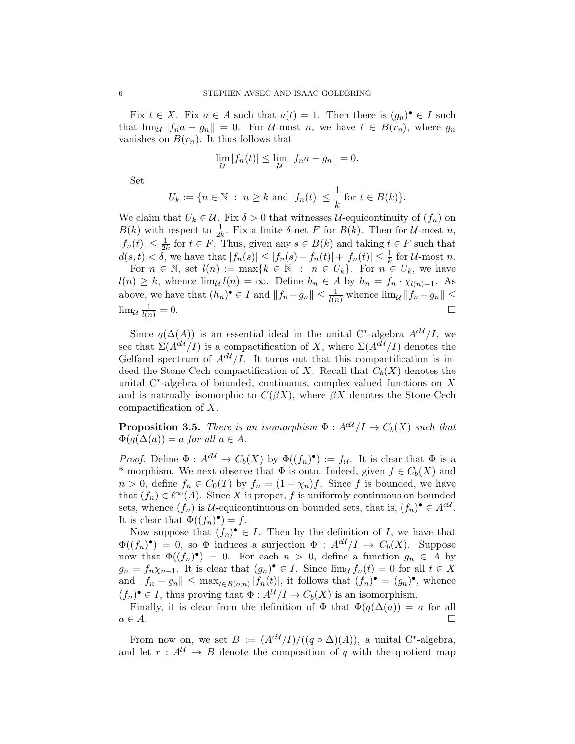Fix $t \in X$. Fix $a \in A$ such that $a(t) = 1$. Then there is $(g_n)^\bullet \in I$ such that $\lim_{\mathcal{U}} \|f_n a - g_n\| = 0$. For $\mathcal{U}$-most $n$, we have $t \in B(r_n)$, where $g_n$ vanishes on $B(r_n)$. It thus follows that

$$\lim_{\mathcal{U}} |f_n(t)| \leq \lim_{\mathcal{U}} \|f_n a - g_n\| = 0.$$

Set

$$U_k := \{n \in \mathbb{N} \ : \ n \geq k \text{ and } |f_n(t)| \leq \frac{1}{k} \text{ for } t \in B(k)\}.$$

We claim that $U_k \in \mathcal{U}$. Fix $\delta > 0$ that witnesses $\mathcal{U}$-equicontinuity of $(f_n)$ on $B(k)$ with respect to $\frac{1}{2k}$. Fix a finite $\delta$-net $F$ for $B(k)$. Then for $\mathcal{U}$-most $n$, $|f_n(t)| \leq \frac{1}{2k}$ for $t \in F$. Thus, given any $s \in B(k)$ and taking $t \in F$ such that $d(s,t) < \delta$, we have that $|f_n(s)| \leq |f_n(s) - f_n(t)| + |f_n(t)| \leq \frac{1}{k}$ for $\mathcal{U}$-most $n$.

For $n \in \mathbb{N}$, set $l(n) := \max\{k \in \mathbb{N} \ : \ n \in U_k\}$. For $n \in U_k$, we have $l(n) \geq k$, whence $\lim_{\mathcal{U}} l(n) = \infty$. Define $h_n \in A$ by $h_n = f_n \cdot \chi_{l(n)-1}$. As above, we have that $(h_n)^\bullet \in I$ and $\|f_n - g_n\| \leq \frac{1}{l(n)}$ whence $\lim_{\mathcal{U}} \|f_n - g_n\| \leq \lim_{\mathcal{U}} \frac{1}{l(n)} = 0$. □

Since $q(\Delta(A))$ is an essential ideal in the unital C*-algebra $A^{d\mathcal{U}}/I$, we see that $\Sigma(A^{d\mathcal{U}}/I)$ is a compactification of $X$, where $\Sigma(A^{d\mathcal{U}}/I)$ denotes the Gelfand spectrum of $A^{d\mathcal{U}}/I$. It turns out that this compactification is indeed the Stone-Cech compactification of $X$. Recall that $C_b(X)$ denotes the unital C*-algebra of bounded, continuous, complex-valued functions on $X$ and is natrually isomorphic to $C(\beta X)$, where $\beta X$ denotes the Stone-Cech compactification of $X$.

**Proposition 3.5.** *There is an isomorphism $\Phi : A^{d\mathcal{U}}/I \to C_b(X)$ such that $\Phi(q(\Delta(a)) = a$ for all $a \in A$.*

*Proof.* Define $\Phi : A^{d\mathcal{U}} \to C_b(X)$ by $\Phi((f_n)^\bullet) := f_{\mathcal{U}}$. It is clear that $\Phi$ is a *-morphism. We next observe that $\Phi$ is onto. Indeed, given $f \in C_b(X)$ and $n > 0$, define $f_n \in C_0(T)$ by $f_n = (1 - \chi_n)f$. Since $f$ is bounded, we have that $(f_n) \in \ell^\infty(A)$. Since $X$ is proper, $f$ is uniformly continuous on bounded sets, whence $(f_n)$ is $\mathcal{U}$-equicontinuous on bounded sets, that is, $(f_n)^\bullet \in A^{d\mathcal{U}}$. It is clear that $\Phi((f_n)^\bullet) = f$.

Now suppose that $(f_n)^\bullet \in I$. Then by the definition of $I$, we have that $\Phi((f_n)^\bullet) = 0$, so $\Phi$ induces a surjection $\Phi : A^{d\mathcal{U}}/I \to C_b(X)$. Suppose now that $\Phi((f_n)^\bullet) = 0$. For each $n > 0$, define a function $g_n \in A$ by $g_n = f_n \chi_{n-1}$. It is clear that $(g_n)^\bullet \in I$. Since $\lim_{\mathcal{U}} f_n(t) = 0$ for all $t \in X$ and $\|f_n - g_n\| \leq \max_{t \in B(o,n)} |f_n(t)|$, it follows that $(f_n)^\bullet = (g_n)^\bullet$, whence $(f_n)^\bullet \in I$, thus proving that $\Phi : A^{\mathcal{U}}/I \to C_b(X)$ is an isomorphism.

Finally, it is clear from the definition of $\Phi$ that $\Phi(q(\Delta(a)) = a$ for all $a \in A$. □

From now on, we set $B := (A^{d\mathcal{U}}/I)/((q \circ \Delta)(A))$, a unital C*-algebra, and let $r : A^{\mathcal{U}} \to B$ denote the composition of $q$ with the quotient map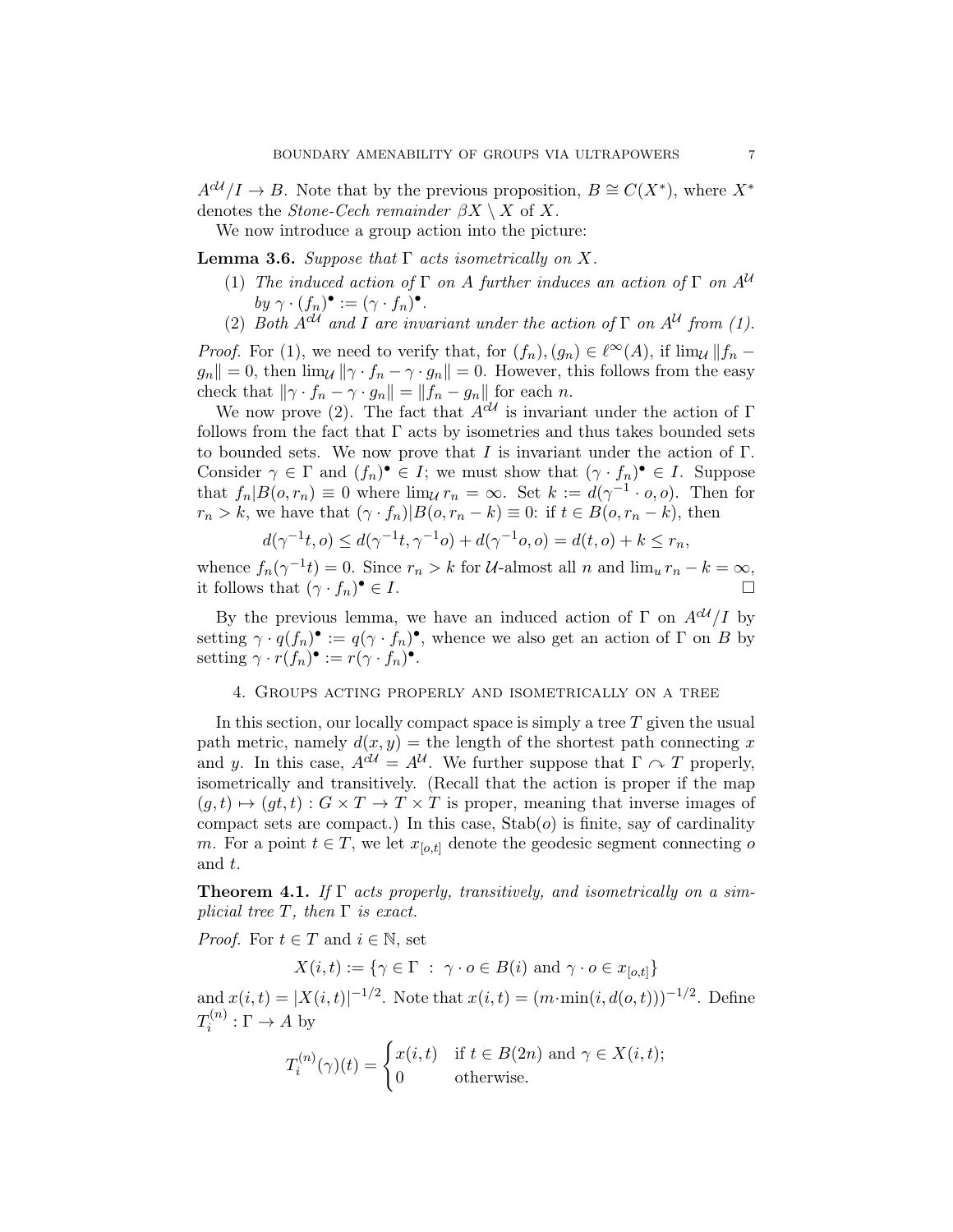$A^{c\mathcal{U}}/I \to B$. Note that by the previous proposition, $B \cong C(X^*)$, where $X^*$ denotes the *Stone-Cech remainder* $\beta X \setminus X$ of $X$.

We now introduce a group action into the picture:

**Lemma 3.6.** *Suppose that* $\Gamma$ *acts isometrically on* $X$*.*

1. *The induced action of* $\Gamma$ *on* $A$ *further induces an action of* $\Gamma$ *on* $A^{\mathcal{U}}$ *by* $\gamma \cdot (f_n)^\bullet := (\gamma \cdot f_n)^\bullet$*.*
2. *Both* $A^{c\mathcal{U}}$ *and* $I$ *are invariant under the action of* $\Gamma$ *on* $A^{\mathcal{U}}$ *from (1).*

*Proof.* For (1), we need to verify that, for $(f_n), (g_n) \in \ell^\infty(A)$, if $\lim_{\mathcal{U}} \|f_n - g_n\| = 0$, then $\lim_{\mathcal{U}} \|\gamma \cdot f_n - \gamma \cdot g_n\| = 0$. However, this follows from the easy check that $\|\gamma \cdot f_n - \gamma \cdot g_n\| = \|f_n - g_n\|$ for each $n$.

We now prove (2). The fact that $A^{c\mathcal{U}}$ is invariant under the action of $\Gamma$ follows from the fact that $\Gamma$ acts by isometries and thus takes bounded sets to bounded sets. We now prove that $I$ is invariant under the action of $\Gamma$. Consider $\gamma \in \Gamma$ and $(f_n)^\bullet \in I$; we must show that $(\gamma \cdot f_n)^\bullet \in I$. Suppose that $f_n | B(o, r_n) \equiv 0$ where $\lim_{\mathcal{U}} r_n = \infty$. Set $k := d(\gamma^{-1} \cdot o, o)$. Then for $r_n > k$, we have that $(\gamma \cdot f_n) | B(o, r_n - k) \equiv 0$: if $t \in B(o, r_n - k)$, then

$$d(\gamma^{-1}t, o) \leq d(\gamma^{-1}t, \gamma^{-1}o) + d(\gamma^{-1}o, o) = d(t, o) + k \leq r_n,$$

whence $f_n(\gamma^{-1}t) = 0$. Since $r_n > k$ for $\mathcal{U}$-almost all $n$ and $\lim_u r_n - k = \infty$, it follows that $(\gamma \cdot f_n)^\bullet \in I$. $\square$

By the previous lemma, we have an induced action of $\Gamma$ on $A^{c\mathcal{U}}/I$ by setting $\gamma \cdot q(f_n)^\bullet := q(\gamma \cdot f_n)^\bullet$, whence we also get an action of $\Gamma$ on $B$ by setting $\gamma \cdot r(f_n)^\bullet := r(\gamma \cdot f_n)^\bullet$.

## 4. Groups acting properly and isometrically on a tree

In this section, our locally compact space is simply a tree $T$ given the usual path metric, namely $d(x, y) =$ the length of the shortest path connecting $x$ and $y$. In this case, $A^{c\mathcal{U}} = A^{\mathcal{U}}$. We further suppose that $\Gamma \curvearrowright T$ properly, isometrically and transitively. (Recall that the action is proper if the map $(g, t) \mapsto (gt, t) : G \times T \to T \times T$ is proper, meaning that inverse images of compact sets are compact.) In this case, $\mathrm{Stab}(o)$ is finite, say of cardinality $m$. For a point $t \in T$, we let $x_{[o,t]}$ denote the geodesic segment connecting $o$ and $t$.

**Theorem 4.1.** *If* $\Gamma$ *acts properly, transitively, and isometrically on a simplicial tree* $T$*, then* $\Gamma$ *is exact.*

*Proof.* For $t \in T$ and $i \in \mathbb{N}$, set

$$X(i, t) := \{\gamma \in \Gamma \ : \ \gamma \cdot o \in B(i) \text{ and } \gamma \cdot o \in x_{[o,t]}\}$$

and $x(i, t) = |X(i, t)|^{-1/2}$. Note that $x(i, t) = (m \cdot \min(i, d(o, t)))^{-1/2}$. Define $T_i^{(n)} : \Gamma \to A$ by

$$T_i^{(n)}(\gamma)(t) = \begin{cases} x(i, t) & \text{if } t \in B(2n) \text{ and } \gamma \in X(i, t); \\ 0 & \text{otherwise.} \end{cases}$$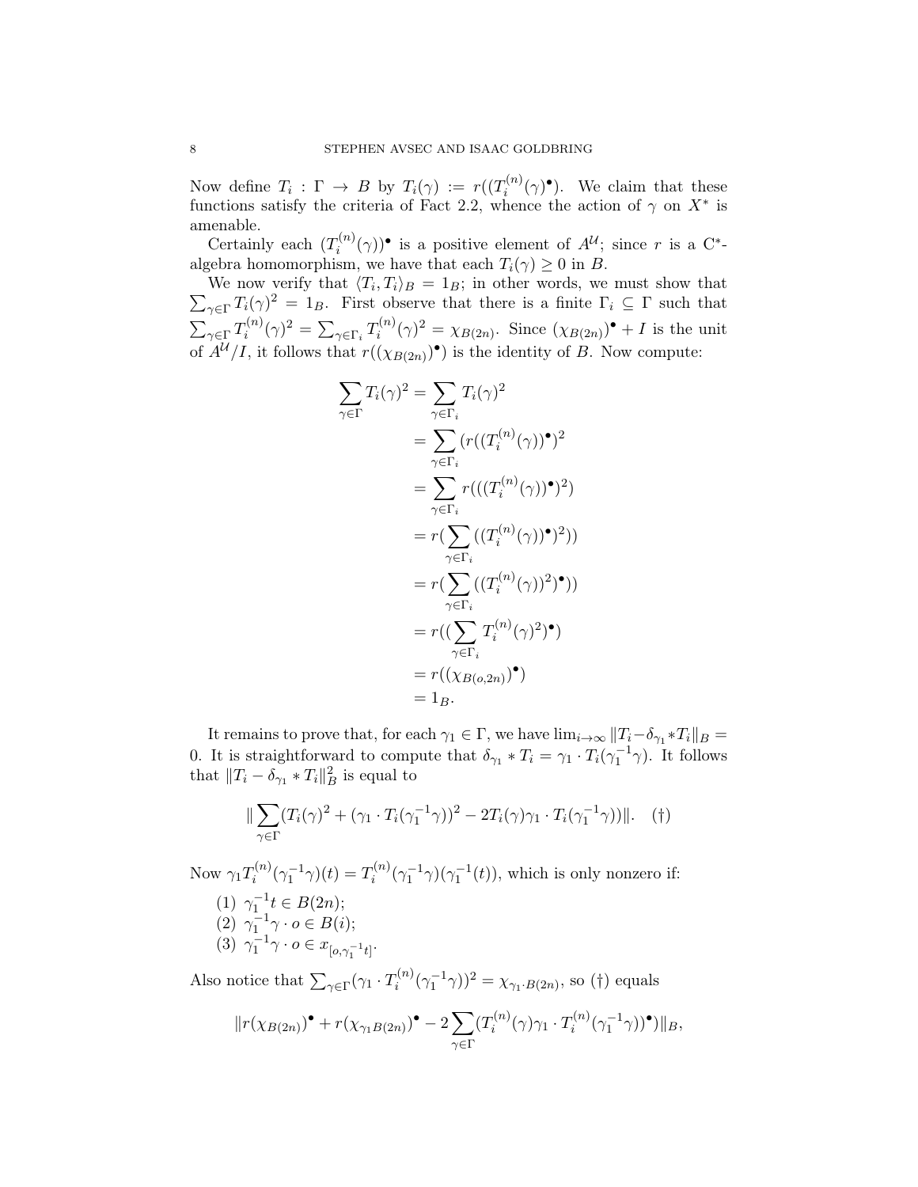Now define $T_i : \Gamma \to B$ by $T_i(\gamma) := r((T_i^{(n)}(\gamma)^\bullet)$. We claim that these functions satisfy the criteria of Fact 2.2, whence the action of $\gamma$ on $X^*$ is amenable.

Certainly each $(T_i^{(n)}(\gamma))^\bullet$ is a positive element of $A^{\mathcal{U}}$; since $r$ is a C\*-algebra homomorphism, we have that each $T_i(\gamma) \geq 0$ in $B$.

We now verify that $\langle T_i, T_i \rangle_B = 1_B$; in other words, we must show that $\sum_{\gamma \in \Gamma} T_i(\gamma)^2 = 1_B$. First observe that there is a finite $\Gamma_i \subseteq \Gamma$ such that $\sum_{\gamma \in \Gamma} T_i^{(n)}(\gamma)^2 = \sum_{\gamma \in \Gamma_i} T_i^{(n)}(\gamma)^2 = \chi_{B(2n)}$. Since $(\chi_{B(2n)})^\bullet + I$ is the unit of $A^{\mathcal{U}}/I$, it follows that $r((\chi_{B(2n)})^\bullet)$ is the identity of $B$. Now compute:

$$\begin{aligned}
\sum_{\gamma \in \Gamma} T_i(\gamma)^2 &= \sum_{\gamma \in \Gamma_i} T_i(\gamma)^2 \\
&= \sum_{\gamma \in \Gamma_i} (r((T_i^{(n)}(\gamma))^\bullet)^2 \\
&= \sum_{\gamma \in \Gamma_i} r(((T_i^{(n)}(\gamma))^\bullet)^2) \\
&= r(\sum_{\gamma \in \Gamma_i} ((T_i^{(n)}(\gamma))^\bullet)^2)) \\
&= r(\sum_{\gamma \in \Gamma_i} ((T_i^{(n)}(\gamma))^2)^\bullet)) \\
&= r((\sum_{\gamma \in \Gamma_i} T_i^{(n)}(\gamma)^2)^\bullet) \\
&= r((\chi_{B(o,2n)})^\bullet) \\
&= 1_B.
\end{aligned}$$

It remains to prove that, for each $\gamma_1 \in \Gamma$, we have $\lim_{i \to \infty} \|T_i - \delta_{\gamma_1} * T_i\|_B = 0$. It is straightforward to compute that $\delta_{\gamma_1} * T_i = \gamma_1 \cdot T_i(\gamma_1^{-1}\gamma)$. It follows that $\|T_i - \delta_{\gamma_1} * T_i\|_B^2$ is equal to

$$\| \sum_{\gamma \in \Gamma} (T_i(\gamma)^2 + (\gamma_1 \cdot T_i(\gamma_1^{-1}\gamma))^2 - 2T_i(\gamma)\gamma_1 \cdot T_i(\gamma_1^{-1}\gamma))\|. \quad (\dagger)$$

Now $\gamma_1 T_i^{(n)}(\gamma_1^{-1}\gamma)(t) = T_i^{(n)}(\gamma_1^{-1}\gamma)(\gamma_1^{-1}(t))$, which is only nonzero if:

1. $\gamma_1^{-1}t \in B(2n)$;
2. $\gamma_1^{-1}\gamma \cdot o \in B(i)$;
3. $\gamma_1^{-1}\gamma \cdot o \in x_{[o, \gamma_1^{-1}t]}$.

Also notice that $\sum_{\gamma \in \Gamma} (\gamma_1 \cdot T_i^{(n)}(\gamma_1^{-1}\gamma))^2 = \chi_{\gamma_1 \cdot B(2n)}$, so ($\dagger$) equals

$$\|r(\chi_{B(2n)})^\bullet + r(\chi_{\gamma_1 B(2n)})^\bullet - 2\sum_{\gamma \in \Gamma} (T_i^{(n)}(\gamma)\gamma_1 \cdot T_i^{(n)}(\gamma_1^{-1}\gamma))^\bullet)\|_B,$$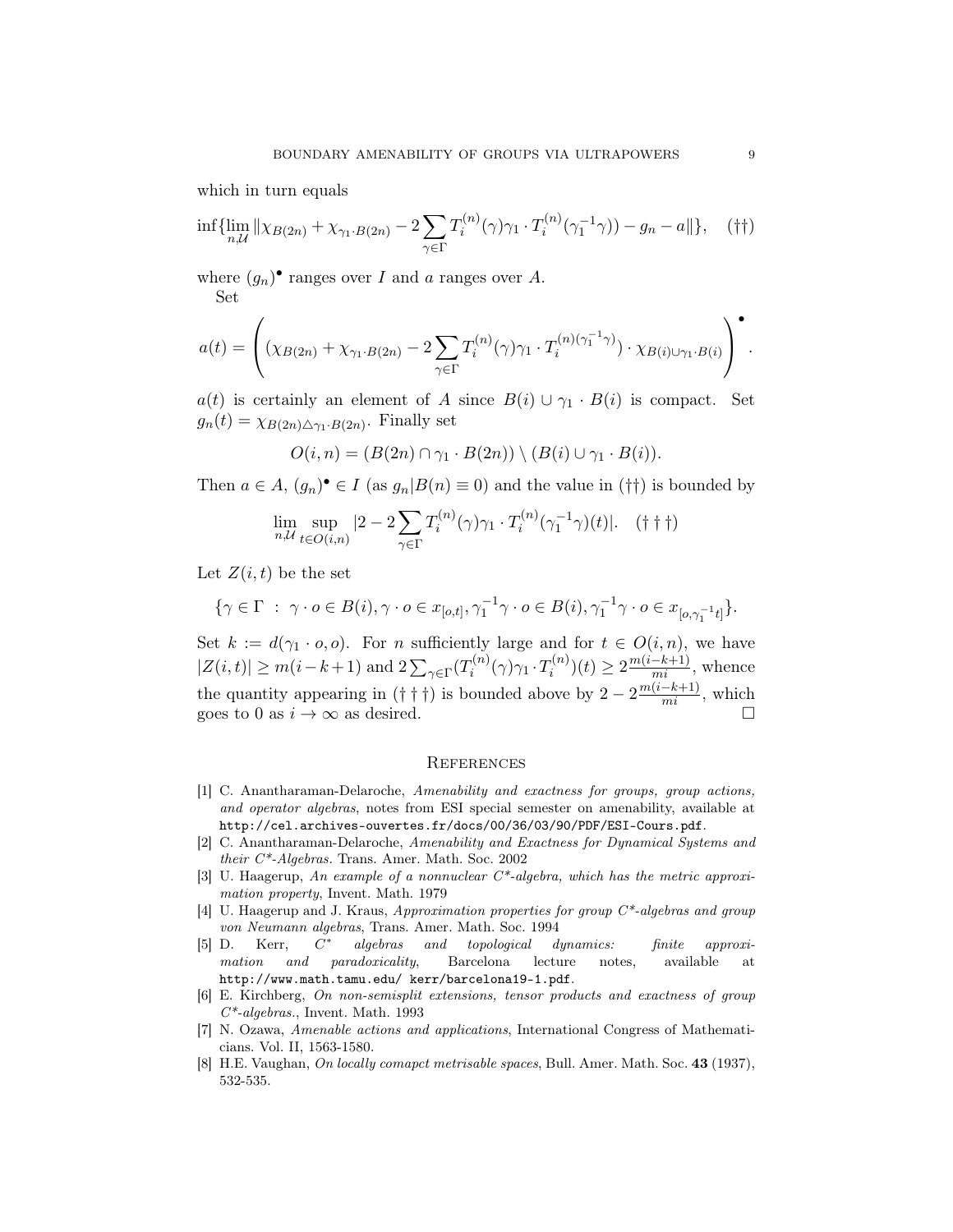which in turn equals

$$\inf\{\lim_{n,\mathcal{U}} \|\chi_{B(2n)} + \chi_{\gamma_1 \cdot B(2n)} - 2\sum_{\gamma \in \Gamma} T_i^{(n)}(\gamma)\gamma_1 \cdot T_i^{(n)}(\gamma_1^{-1}\gamma)) - g_n - a\|\}, \quad (\dagger\dagger)$$

where $(g_n)^\bullet$ ranges over $I$ and $a$ ranges over $A$.

Set

$$a(t) = \left( (\chi_{B(2n)} + \chi_{\gamma_1 \cdot B(2n)} - 2\sum_{\gamma \in \Gamma} T_i^{(n)}(\gamma)\gamma_1 \cdot T_i^{(n)(\gamma_1^{-1}\gamma)}) \cdot \chi_{B(i) \cup \gamma_1 \cdot B(i)} \right)^\bullet.$$

$a(t)$ is certainly an element of $A$ since $B(i) \cup \gamma_1 \cdot B(i)$ is compact. Set $g_n(t) = \chi_{B(2n) \triangle \gamma_1 \cdot B(2n)}$. Finally set

$$O(i,n) = (B(2n) \cap \gamma_1 \cdot B(2n)) \setminus (B(i) \cup \gamma_1 \cdot B(i)).$$

Then $a \in A$, $(g_n)^\bullet \in I$ (as $g_n | B(n) \equiv 0$) and the value in $(\dagger\dagger)$ is bounded by

$$\lim_{n,\mathcal{U}} \sup_{t \in O(i,n)} |2 - 2\sum_{\gamma \in \Gamma} T_i^{(n)}(\gamma)\gamma_1 \cdot T_i^{(n)}(\gamma_1^{-1}\gamma)(t)|. \quad (\dagger\dagger\dagger)$$

Let $Z(i,t)$ be the set

$$\{\gamma \in \Gamma \ : \ \gamma \cdot o \in B(i), \gamma \cdot o \in x_{[o,t]}, \gamma_1^{-1}\gamma \cdot o \in B(i), \gamma_1^{-1}\gamma \cdot o \in x_{[o,\gamma_1^{-1}t]}\}.$$

Set $k := d(\gamma_1 \cdot o, o)$. For $n$ sufficiently large and for $t \in O(i,n)$, we have $|Z(i,t)| \geq m(i-k+1)$ and $2\sum_{\gamma \in \Gamma}(T_i^{(n)}(\gamma)\gamma_1 \cdot T_i^{(n)})(t) \geq 2\frac{m(i-k+1)}{mi}$, whence the quantity appearing in $(\dagger\dagger\dagger)$ is bounded above by $2 - 2\frac{m(i-k+1)}{mi}$, which goes to 0 as $i \to \infty$ as desired. $\square$

## References

[1] C. Anantharaman-Delaroche, *Amenability and exactness for groups, group actions, and operator algebras*, notes from ESI special semester on amenability, available at `http://cel.archives-ouvertes.fr/docs/00/36/03/90/PDF/ESI-Cours.pdf`.

[2] C. Anantharaman-Delaroche, *Amenability and Exactness for Dynamical Systems and their C\*-Algebras.* Trans. Amer. Math. Soc. 2002

[3] U. Haagerup, *An example of a nonnuclear C\*-algebra, which has the metric approximation property*, Invent. Math. 1979

[4] U. Haagerup and J. Kraus, *Approximation properties for group C\*-algebras and group von Neumann algebras*, Trans. Amer. Math. Soc. 1994

[5] D. Kerr, *C\* algebras and topological dynamics: finite approximation and paradoxicality*, Barcelona lecture notes, available at `http://www.math.tamu.edu/ kerr/barcelona19-1.pdf`.

[6] E. Kirchberg, *On non-semisplit extensions, tensor products and exactness of group C\*-algebras.*, Invent. Math. 1993

[7] N. Ozawa, *Amenable actions and applications*, International Congress of Mathematicians. Vol. II, 1563-1580.

[8] H.E. Vaughan, *On locally comapct metrisable spaces*, Bull. Amer. Math. Soc. **43** (1937), 532-535.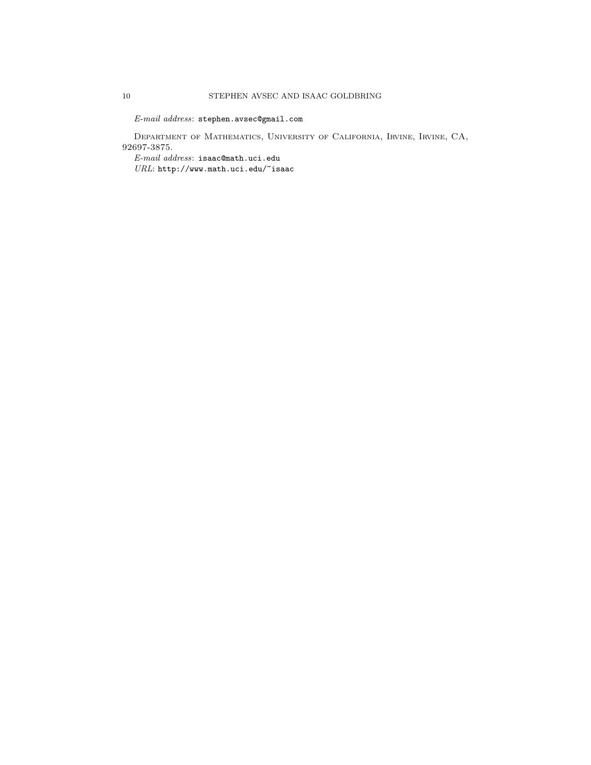*E-mail address*: stephen.avsec@gmail.com

Department of Mathematics, University of California, Irvine, Irvine, CA, 92697-3875.

*E-mail address*: isaac@math.uci.edu

*URL*: http://www.math.uci.edu/~isaac